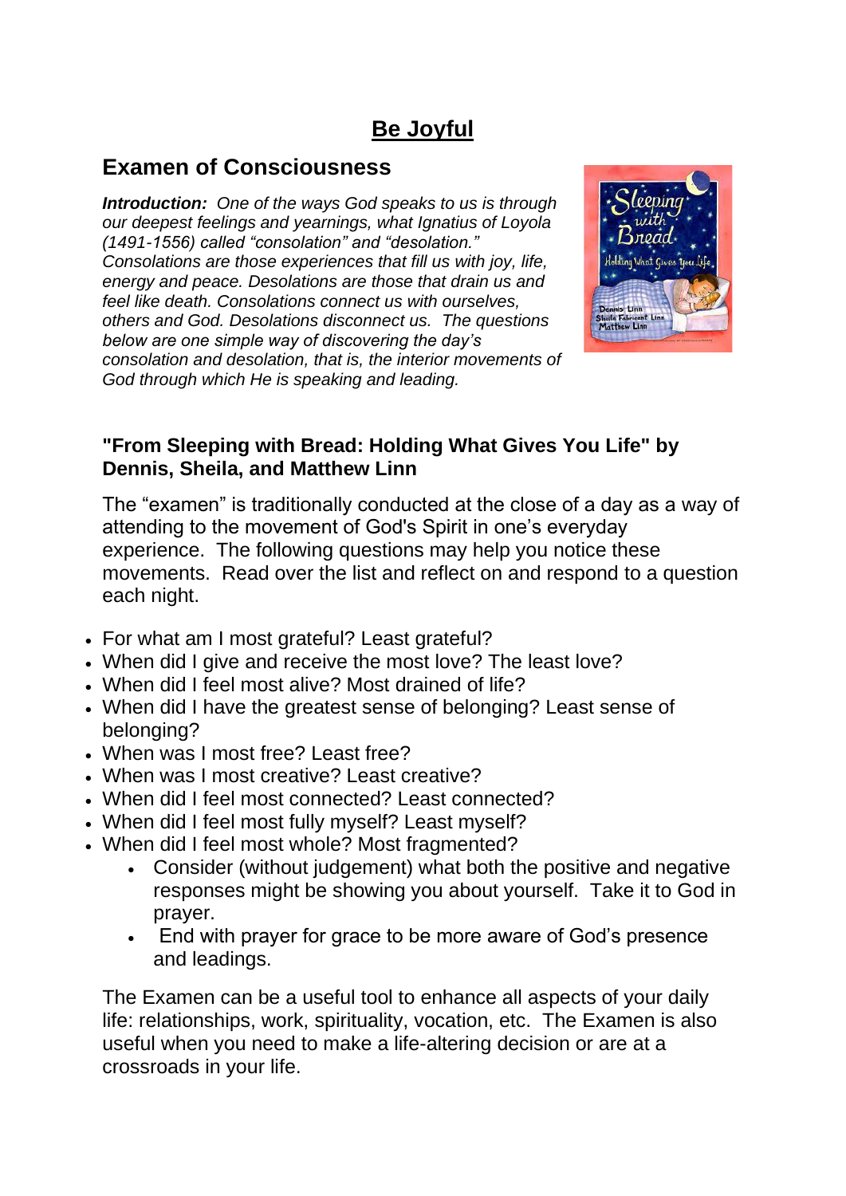# <u>Be Joyful</u>

## Examen of Consciousness

***Introduction:*** *One of the ways God speaks to us is through our deepest feelings and yearnings, what Ignatius of Loyola (1491-1556) called "consolation" and "desolation." Consolations are those experiences that fill us with joy, life, energy and peace. Desolations are those that drain us and feel like death. Consolations connect us with ourselves, others and God. Desolations disconnect us. The questions below are one simple way of discovering the day's consolation and desolation, that is, the interior movements of God through which He is speaking and leading.*

### "From Sleeping with Bread: Holding What Gives You Life" by Dennis, Sheila, and Matthew Linn

The "examen" is traditionally conducted at the close of a day as a way of attending to the movement of God's Spirit in one's everyday experience. The following questions may help you notice these movements. Read over the list and reflect on and respond to a question each night.

- For what am I most grateful? Least grateful?
- When did I give and receive the most love? The least love?
- When did I feel most alive? Most drained of life?
- When did I have the greatest sense of belonging? Least sense of belonging?
- When was I most free? Least free?
- When was I most creative? Least creative?
- When did I feel most connected? Least connected?
- When did I feel most fully myself? Least myself?
- When did I feel most whole? Most fragmented?
  - Consider (without judgement) what both the positive and negative responses might be showing you about yourself. Take it to God in prayer.
  - End with prayer for grace to be more aware of God's presence and leadings.

The Examen can be a useful tool to enhance all aspects of your daily life: relationships, work, spirituality, vocation, etc. The Examen is also useful when you need to make a life-altering decision or are at a crossroads in your life.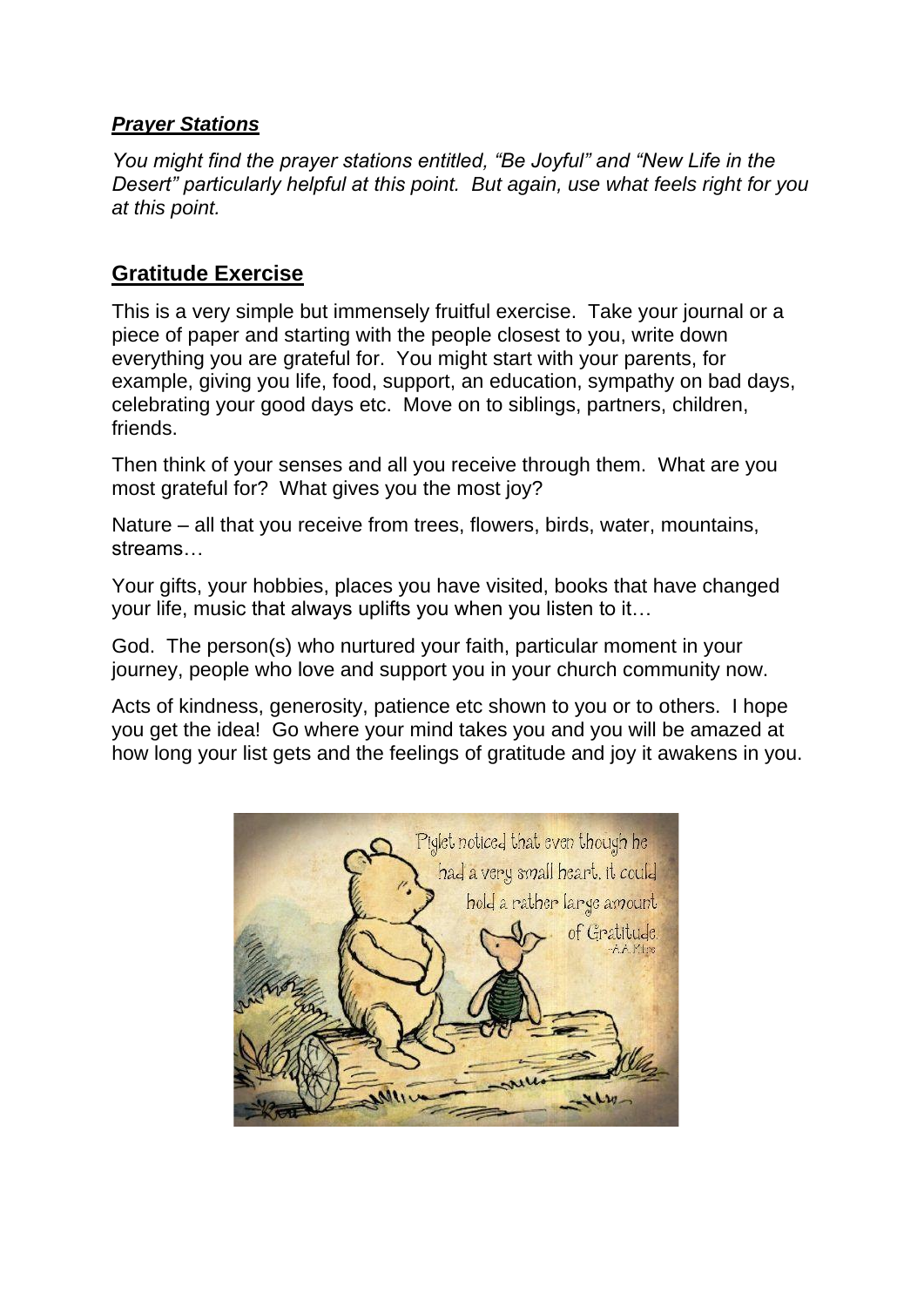***Prayer Stations***

*You might find the prayer stations entitled, “Be Joyful” and “New Life in the Desert” particularly helpful at this point. But again, use what feels right for you at this point.*

## Gratitude Exercise

This is a very simple but immensely fruitful exercise. Take your journal or a piece of paper and starting with the people closest to you, write down everything you are grateful for. You might start with your parents, for example, giving you life, food, support, an education, sympathy on bad days, celebrating your good days etc. Move on to siblings, partners, children, friends.

Then think of your senses and all you receive through them. What are you most grateful for? What gives you the most joy?

Nature – all that you receive from trees, flowers, birds, water, mountains, streams…

Your gifts, your hobbies, places you have visited, books that have changed your life, music that always uplifts you when you listen to it…

God. The person(s) who nurtured your faith, particular moment in your journey, people who love and support you in your church community now.

Acts of kindness, generosity, patience etc shown to you or to others. I hope you get the idea! Go where your mind takes you and you will be amazed at how long your list gets and the feelings of gratitude and joy it awakens in you.